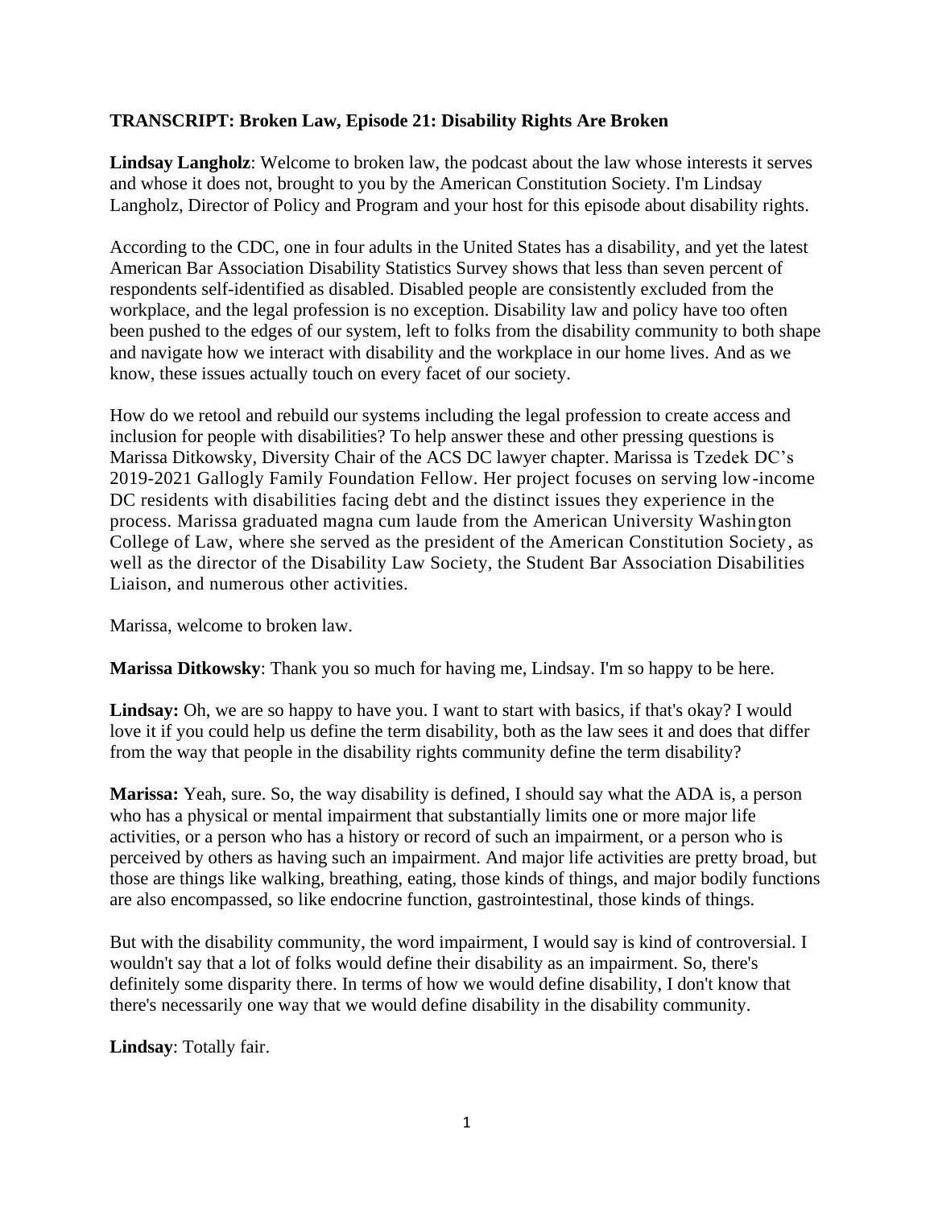**TRANSCRIPT: Broken Law, Episode 21: Disability Rights Are Broken**

**Lindsay Langholz**: Welcome to broken law, the podcast about the law whose interests it serves and whose it does not, brought to you by the American Constitution Society. I'm Lindsay Langholz, Director of Policy and Program and your host for this episode about disability rights.

According to the CDC, one in four adults in the United States has a disability, and yet the latest American Bar Association Disability Statistics Survey shows that less than seven percent of respondents self-identified as disabled. Disabled people are consistently excluded from the workplace, and the legal profession is no exception. Disability law and policy have too often been pushed to the edges of our system, left to folks from the disability community to both shape and navigate how we interact with disability and the workplace in our home lives. And as we know, these issues actually touch on every facet of our society.

How do we retool and rebuild our systems including the legal profession to create access and inclusion for people with disabilities? To help answer these and other pressing questions is Marissa Ditkowsky, Diversity Chair of the ACS DC lawyer chapter. Marissa is Tzedek DC's 2019-2021 Gallogly Family Foundation Fellow. Her project focuses on serving low-income DC residents with disabilities facing debt and the distinct issues they experience in the process. Marissa graduated magna cum laude from the American University Washington College of Law, where she served as the president of the American Constitution Society, as well as the director of the Disability Law Society, the Student Bar Association Disabilities Liaison, and numerous other activities.

Marissa, welcome to broken law.

**Marissa Ditkowsky**: Thank you so much for having me, Lindsay. I'm so happy to be here.

**Lindsay:** Oh, we are so happy to have you. I want to start with basics, if that's okay? I would love it if you could help us define the term disability, both as the law sees it and does that differ from the way that people in the disability rights community define the term disability?

**Marissa:** Yeah, sure. So, the way disability is defined, I should say what the ADA is, a person who has a physical or mental impairment that substantially limits one or more major life activities, or a person who has a history or record of such an impairment, or a person who is perceived by others as having such an impairment. And major life activities are pretty broad, but those are things like walking, breathing, eating, those kinds of things, and major bodily functions are also encompassed, so like endocrine function, gastrointestinal, those kinds of things.

But with the disability community, the word impairment, I would say is kind of controversial. I wouldn't say that a lot of folks would define their disability as an impairment. So, there's definitely some disparity there. In terms of how we would define disability, I don't know that there's necessarily one way that we would define disability in the disability community.

**Lindsay**: Totally fair.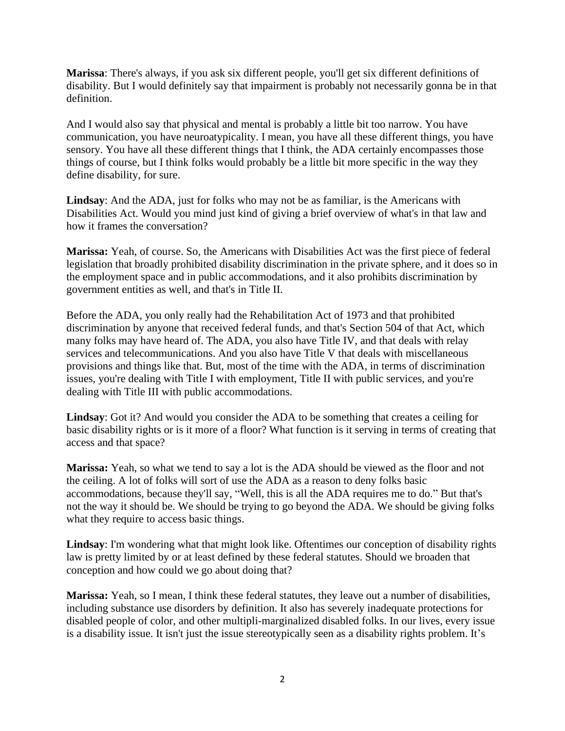**Marissa**: There's always, if you ask six different people, you'll get six different definitions of disability. But I would definitely say that impairment is probably not necessarily gonna be in that definition.

And I would also say that physical and mental is probably a little bit too narrow. You have communication, you have neuroatypicality. I mean, you have all these different things, you have sensory. You have all these different things that I think, the ADA certainly encompasses those things of course, but I think folks would probably be a little bit more specific in the way they define disability, for sure.

**Lindsay**: And the ADA, just for folks who may not be as familiar, is the Americans with Disabilities Act. Would you mind just kind of giving a brief overview of what's in that law and how it frames the conversation?

**Marissa:** Yeah, of course. So, the Americans with Disabilities Act was the first piece of federal legislation that broadly prohibited disability discrimination in the private sphere, and it does so in the employment space and in public accommodations, and it also prohibits discrimination by government entities as well, and that's in Title II.

Before the ADA, you only really had the Rehabilitation Act of 1973 and that prohibited discrimination by anyone that received federal funds, and that's Section 504 of that Act, which many folks may have heard of. The ADA, you also have Title IV, and that deals with relay services and telecommunications. And you also have Title V that deals with miscellaneous provisions and things like that. But, most of the time with the ADA, in terms of discrimination issues, you're dealing with Title I with employment, Title II with public services, and you're dealing with Title III with public accommodations.

**Lindsay**: Got it? And would you consider the ADA to be something that creates a ceiling for basic disability rights or is it more of a floor? What function is it serving in terms of creating that access and that space?

**Marissa:** Yeah, so what we tend to say a lot is the ADA should be viewed as the floor and not the ceiling. A lot of folks will sort of use the ADA as a reason to deny folks basic accommodations, because they'll say, "Well, this is all the ADA requires me to do." But that's not the way it should be. We should be trying to go beyond the ADA. We should be giving folks what they require to access basic things.

**Lindsay**: I'm wondering what that might look like. Oftentimes our conception of disability rights law is pretty limited by or at least defined by these federal statutes. Should we broaden that conception and how could we go about doing that?

**Marissa:** Yeah, so I mean, I think these federal statutes, they leave out a number of disabilities, including substance use disorders by definition. It also has severely inadequate protections for disabled people of color, and other multipli-marginalized disabled folks. In our lives, every issue is a disability issue. It isn't just the issue stereotypically seen as a disability rights problem. It's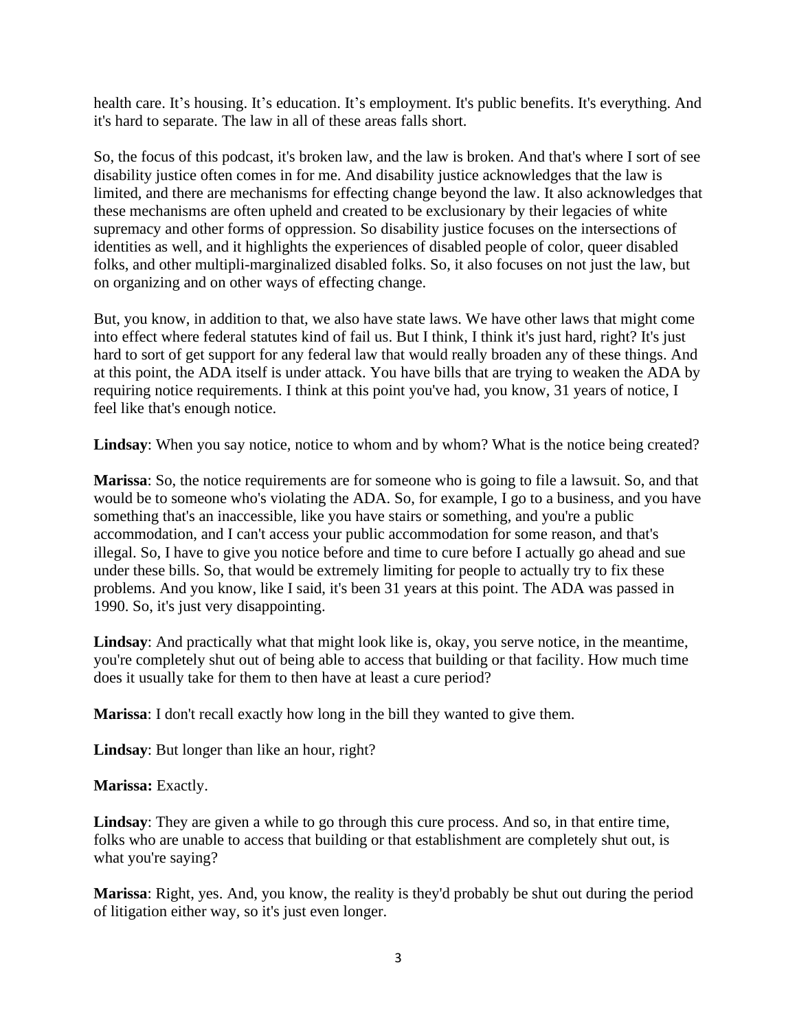health care. It's housing. It's education. It's employment. It's public benefits. It's everything. And it's hard to separate. The law in all of these areas falls short.

So, the focus of this podcast, it's broken law, and the law is broken. And that's where I sort of see disability justice often comes in for me. And disability justice acknowledges that the law is limited, and there are mechanisms for effecting change beyond the law. It also acknowledges that these mechanisms are often upheld and created to be exclusionary by their legacies of white supremacy and other forms of oppression. So disability justice focuses on the intersections of identities as well, and it highlights the experiences of disabled people of color, queer disabled folks, and other multipli-marginalized disabled folks. So, it also focuses on not just the law, but on organizing and on other ways of effecting change.

But, you know, in addition to that, we also have state laws. We have other laws that might come into effect where federal statutes kind of fail us. But I think, I think it's just hard, right? It's just hard to sort of get support for any federal law that would really broaden any of these things. And at this point, the ADA itself is under attack. You have bills that are trying to weaken the ADA by requiring notice requirements. I think at this point you've had, you know, 31 years of notice, I feel like that's enough notice.

**Lindsay**: When you say notice, notice to whom and by whom? What is the notice being created?

**Marissa**: So, the notice requirements are for someone who is going to file a lawsuit. So, and that would be to someone who's violating the ADA. So, for example, I go to a business, and you have something that's an inaccessible, like you have stairs or something, and you're a public accommodation, and I can't access your public accommodation for some reason, and that's illegal. So, I have to give you notice before and time to cure before I actually go ahead and sue under these bills. So, that would be extremely limiting for people to actually try to fix these problems. And you know, like I said, it's been 31 years at this point. The ADA was passed in 1990. So, it's just very disappointing.

**Lindsay**: And practically what that might look like is, okay, you serve notice, in the meantime, you're completely shut out of being able to access that building or that facility. How much time does it usually take for them to then have at least a cure period?

**Marissa**: I don't recall exactly how long in the bill they wanted to give them.

**Lindsay**: But longer than like an hour, right?

**Marissa:** Exactly.

**Lindsay**: They are given a while to go through this cure process. And so, in that entire time, folks who are unable to access that building or that establishment are completely shut out, is what you're saying?

**Marissa**: Right, yes. And, you know, the reality is they'd probably be shut out during the period of litigation either way, so it's just even longer.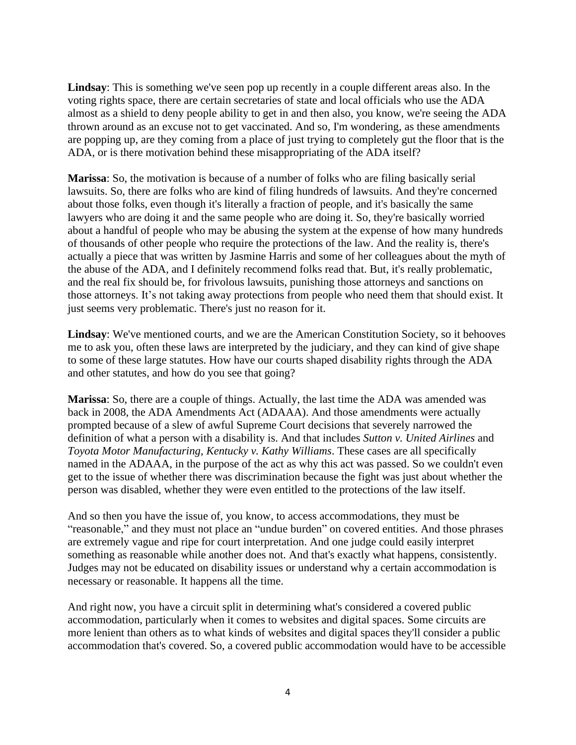**Lindsay**: This is something we've seen pop up recently in a couple different areas also. In the voting rights space, there are certain secretaries of state and local officials who use the ADA almost as a shield to deny people ability to get in and then also, you know, we're seeing the ADA thrown around as an excuse not to get vaccinated. And so, I'm wondering, as these amendments are popping up, are they coming from a place of just trying to completely gut the floor that is the ADA, or is there motivation behind these misappropriating of the ADA itself?

**Marissa**: So, the motivation is because of a number of folks who are filing basically serial lawsuits. So, there are folks who are kind of filing hundreds of lawsuits. And they're concerned about those folks, even though it's literally a fraction of people, and it's basically the same lawyers who are doing it and the same people who are doing it. So, they're basically worried about a handful of people who may be abusing the system at the expense of how many hundreds of thousands of other people who require the protections of the law. And the reality is, there's actually a piece that was written by Jasmine Harris and some of her colleagues about the myth of the abuse of the ADA, and I definitely recommend folks read that. But, it's really problematic, and the real fix should be, for frivolous lawsuits, punishing those attorneys and sanctions on those attorneys. It's not taking away protections from people who need them that should exist. It just seems very problematic. There's just no reason for it.

**Lindsay**: We've mentioned courts, and we are the American Constitution Society, so it behooves me to ask you, often these laws are interpreted by the judiciary, and they can kind of give shape to some of these large statutes. How have our courts shaped disability rights through the ADA and other statutes, and how do you see that going?

**Marissa**: So, there are a couple of things. Actually, the last time the ADA was amended was back in 2008, the ADA Amendments Act (ADAAA). And those amendments were actually prompted because of a slew of awful Supreme Court decisions that severely narrowed the definition of what a person with a disability is. And that includes *Sutton v. United Airlines* and *Toyota Motor Manufacturing, Kentucky v. Kathy Williams*. These cases are all specifically named in the ADAAA, in the purpose of the act as why this act was passed. So we couldn't even get to the issue of whether there was discrimination because the fight was just about whether the person was disabled, whether they were even entitled to the protections of the law itself.

And so then you have the issue of, you know, to access accommodations, they must be "reasonable," and they must not place an "undue burden" on covered entities. And those phrases are extremely vague and ripe for court interpretation. And one judge could easily interpret something as reasonable while another does not. And that's exactly what happens, consistently. Judges may not be educated on disability issues or understand why a certain accommodation is necessary or reasonable. It happens all the time.

And right now, you have a circuit split in determining what's considered a covered public accommodation, particularly when it comes to websites and digital spaces. Some circuits are more lenient than others as to what kinds of websites and digital spaces they'll consider a public accommodation that's covered. So, a covered public accommodation would have to be accessible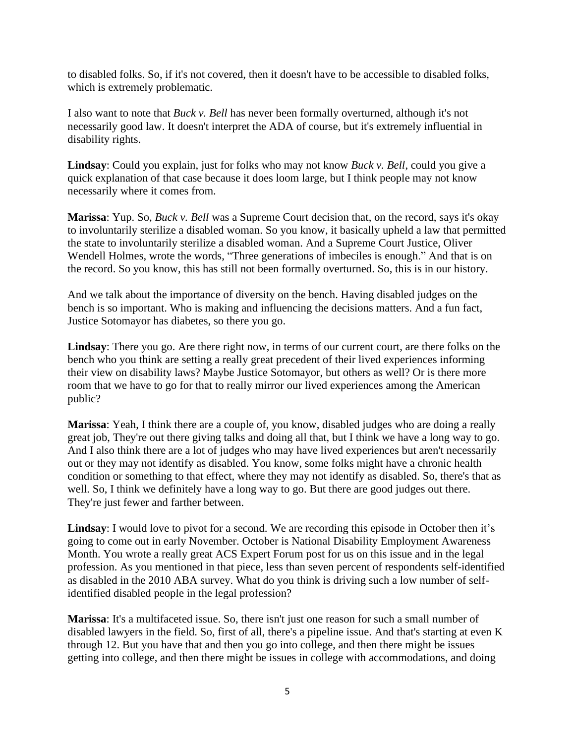to disabled folks. So, if it's not covered, then it doesn't have to be accessible to disabled folks, which is extremely problematic.

I also want to note that *Buck v. Bell* has never been formally overturned, although it's not necessarily good law. It doesn't interpret the ADA of course, but it's extremely influential in disability rights.

**Lindsay**: Could you explain, just for folks who may not know *Buck v. Bell*, could you give a quick explanation of that case because it does loom large, but I think people may not know necessarily where it comes from.

**Marissa**: Yup. So, *Buck v. Bell* was a Supreme Court decision that, on the record, says it's okay to involuntarily sterilize a disabled woman. So you know, it basically upheld a law that permitted the state to involuntarily sterilize a disabled woman. And a Supreme Court Justice, Oliver Wendell Holmes, wrote the words, "Three generations of imbeciles is enough." And that is on the record. So you know, this has still not been formally overturned. So, this is in our history.

And we talk about the importance of diversity on the bench. Having disabled judges on the bench is so important. Who is making and influencing the decisions matters. And a fun fact, Justice Sotomayor has diabetes, so there you go.

**Lindsay**: There you go. Are there right now, in terms of our current court, are there folks on the bench who you think are setting a really great precedent of their lived experiences informing their view on disability laws? Maybe Justice Sotomayor, but others as well? Or is there more room that we have to go for that to really mirror our lived experiences among the American public?

**Marissa**: Yeah, I think there are a couple of, you know, disabled judges who are doing a really great job, They're out there giving talks and doing all that, but I think we have a long way to go. And I also think there are a lot of judges who may have lived experiences but aren't necessarily out or they may not identify as disabled. You know, some folks might have a chronic health condition or something to that effect, where they may not identify as disabled. So, there's that as well. So, I think we definitely have a long way to go. But there are good judges out there. They're just fewer and farther between.

**Lindsay**: I would love to pivot for a second. We are recording this episode in October then it's going to come out in early November. October is National Disability Employment Awareness Month. You wrote a really great ACS Expert Forum post for us on this issue and in the legal profession. As you mentioned in that piece, less than seven percent of respondents self-identified as disabled in the 2010 ABA survey. What do you think is driving such a low number of self-identified disabled people in the legal profession?

**Marissa**: It's a multifaceted issue. So, there isn't just one reason for such a small number of disabled lawyers in the field. So, first of all, there's a pipeline issue. And that's starting at even K through 12. But you have that and then you go into college, and then there might be issues getting into college, and then there might be issues in college with accommodations, and doing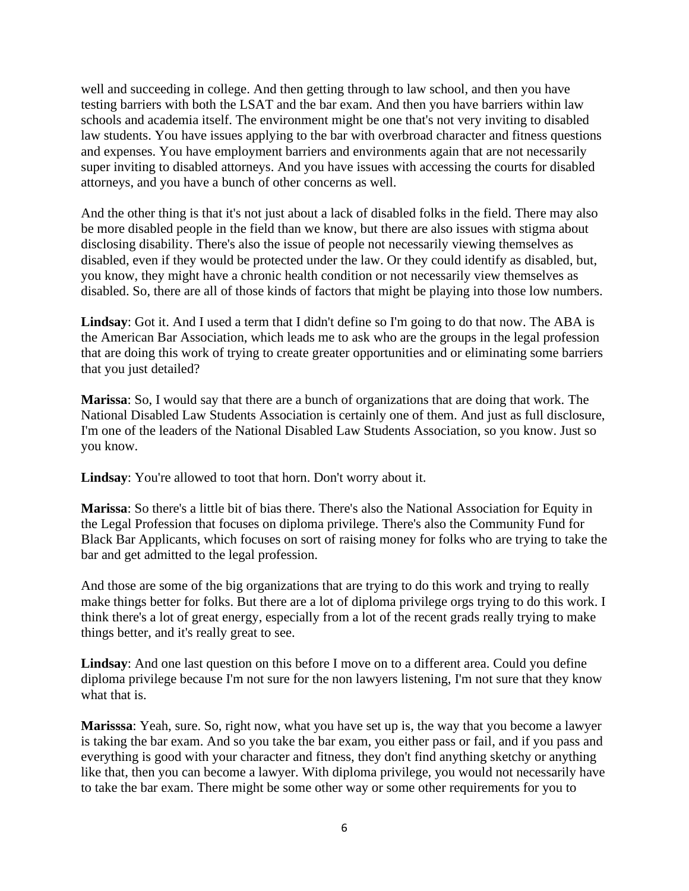well and succeeding in college. And then getting through to law school, and then you have testing barriers with both the LSAT and the bar exam. And then you have barriers within law schools and academia itself. The environment might be one that's not very inviting to disabled law students. You have issues applying to the bar with overbroad character and fitness questions and expenses. You have employment barriers and environments again that are not necessarily super inviting to disabled attorneys. And you have issues with accessing the courts for disabled attorneys, and you have a bunch of other concerns as well.

And the other thing is that it's not just about a lack of disabled folks in the field. There may also be more disabled people in the field than we know, but there are also issues with stigma about disclosing disability. There's also the issue of people not necessarily viewing themselves as disabled, even if they would be protected under the law. Or they could identify as disabled, but, you know, they might have a chronic health condition or not necessarily view themselves as disabled. So, there are all of those kinds of factors that might be playing into those low numbers.

**Lindsay**: Got it. And I used a term that I didn't define so I'm going to do that now. The ABA is the American Bar Association, which leads me to ask who are the groups in the legal profession that are doing this work of trying to create greater opportunities and or eliminating some barriers that you just detailed?

**Marissa**: So, I would say that there are a bunch of organizations that are doing that work. The National Disabled Law Students Association is certainly one of them. And just as full disclosure, I'm one of the leaders of the National Disabled Law Students Association, so you know. Just so you know.

**Lindsay**: You're allowed to toot that horn. Don't worry about it.

**Marissa**: So there's a little bit of bias there. There's also the National Association for Equity in the Legal Profession that focuses on diploma privilege. There's also the Community Fund for Black Bar Applicants, which focuses on sort of raising money for folks who are trying to take the bar and get admitted to the legal profession.

And those are some of the big organizations that are trying to do this work and trying to really make things better for folks. But there are a lot of diploma privilege orgs trying to do this work. I think there's a lot of great energy, especially from a lot of the recent grads really trying to make things better, and it's really great to see.

**Lindsay**: And one last question on this before I move on to a different area. Could you define diploma privilege because I'm not sure for the non lawyers listening, I'm not sure that they know what that is.

**Marisssa**: Yeah, sure. So, right now, what you have set up is, the way that you become a lawyer is taking the bar exam. And so you take the bar exam, you either pass or fail, and if you pass and everything is good with your character and fitness, they don't find anything sketchy or anything like that, then you can become a lawyer. With diploma privilege, you would not necessarily have to take the bar exam. There might be some other way or some other requirements for you to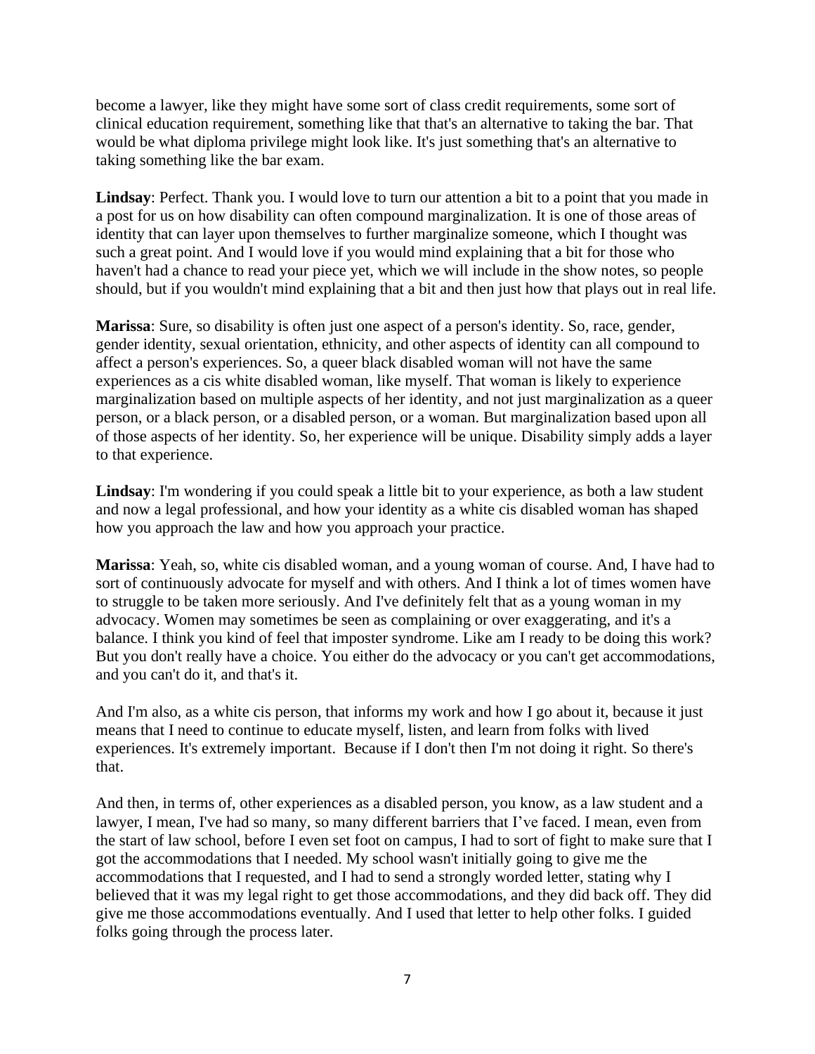become a lawyer, like they might have some sort of class credit requirements, some sort of clinical education requirement, something like that that's an alternative to taking the bar. That would be what diploma privilege might look like. It's just something that's an alternative to taking something like the bar exam.

**Lindsay**: Perfect. Thank you. I would love to turn our attention a bit to a point that you made in a post for us on how disability can often compound marginalization. It is one of those areas of identity that can layer upon themselves to further marginalize someone, which I thought was such a great point. And I would love if you would mind explaining that a bit for those who haven't had a chance to read your piece yet, which we will include in the show notes, so people should, but if you wouldn't mind explaining that a bit and then just how that plays out in real life.

**Marissa**: Sure, so disability is often just one aspect of a person's identity. So, race, gender, gender identity, sexual orientation, ethnicity, and other aspects of identity can all compound to affect a person's experiences. So, a queer black disabled woman will not have the same experiences as a cis white disabled woman, like myself. That woman is likely to experience marginalization based on multiple aspects of her identity, and not just marginalization as a queer person, or a black person, or a disabled person, or a woman. But marginalization based upon all of those aspects of her identity. So, her experience will be unique. Disability simply adds a layer to that experience.

**Lindsay**: I'm wondering if you could speak a little bit to your experience, as both a law student and now a legal professional, and how your identity as a white cis disabled woman has shaped how you approach the law and how you approach your practice.

**Marissa**: Yeah, so, white cis disabled woman, and a young woman of course. And, I have had to sort of continuously advocate for myself and with others. And I think a lot of times women have to struggle to be taken more seriously. And I've definitely felt that as a young woman in my advocacy. Women may sometimes be seen as complaining or over exaggerating, and it's a balance. I think you kind of feel that imposter syndrome. Like am I ready to be doing this work? But you don't really have a choice. You either do the advocacy or you can't get accommodations, and you can't do it, and that's it.

And I'm also, as a white cis person, that informs my work and how I go about it, because it just means that I need to continue to educate myself, listen, and learn from folks with lived experiences. It's extremely important. Because if I don't then I'm not doing it right. So there's that.

And then, in terms of, other experiences as a disabled person, you know, as a law student and a lawyer, I mean, I've had so many, so many different barriers that I've faced. I mean, even from the start of law school, before I even set foot on campus, I had to sort of fight to make sure that I got the accommodations that I needed. My school wasn't initially going to give me the accommodations that I requested, and I had to send a strongly worded letter, stating why I believed that it was my legal right to get those accommodations, and they did back off. They did give me those accommodations eventually. And I used that letter to help other folks. I guided folks going through the process later.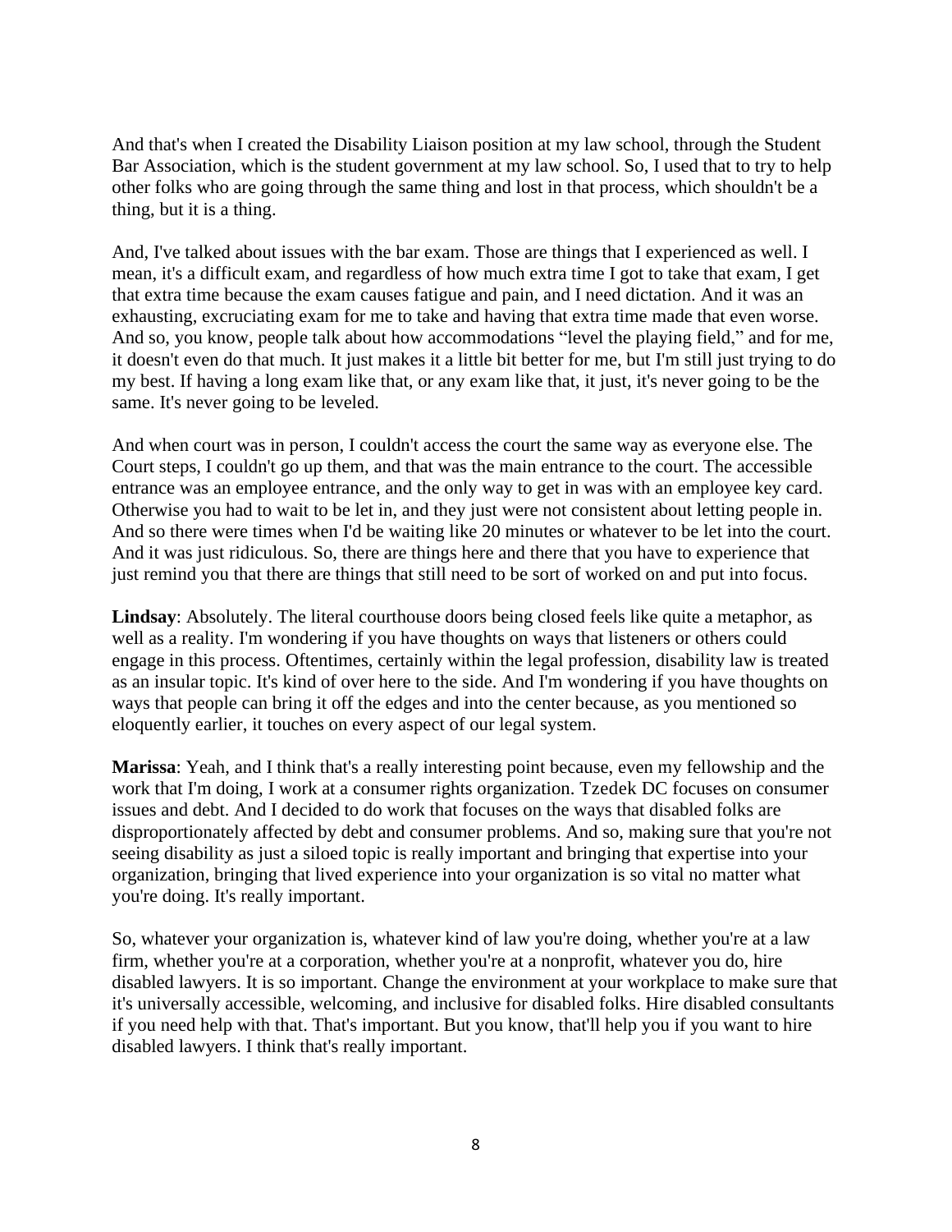And that's when I created the Disability Liaison position at my law school, through the Student Bar Association, which is the student government at my law school. So, I used that to try to help other folks who are going through the same thing and lost in that process, which shouldn't be a thing, but it is a thing.

And, I've talked about issues with the bar exam. Those are things that I experienced as well. I mean, it's a difficult exam, and regardless of how much extra time I got to take that exam, I get that extra time because the exam causes fatigue and pain, and I need dictation. And it was an exhausting, excruciating exam for me to take and having that extra time made that even worse. And so, you know, people talk about how accommodations "level the playing field," and for me, it doesn't even do that much. It just makes it a little bit better for me, but I'm still just trying to do my best. If having a long exam like that, or any exam like that, it just, it's never going to be the same. It's never going to be leveled.

And when court was in person, I couldn't access the court the same way as everyone else. The Court steps, I couldn't go up them, and that was the main entrance to the court. The accessible entrance was an employee entrance, and the only way to get in was with an employee key card. Otherwise you had to wait to be let in, and they just were not consistent about letting people in. And so there were times when I'd be waiting like 20 minutes or whatever to be let into the court. And it was just ridiculous. So, there are things here and there that you have to experience that just remind you that there are things that still need to be sort of worked on and put into focus.

**Lindsay**: Absolutely. The literal courthouse doors being closed feels like quite a metaphor, as well as a reality. I'm wondering if you have thoughts on ways that listeners or others could engage in this process. Oftentimes, certainly within the legal profession, disability law is treated as an insular topic. It's kind of over here to the side. And I'm wondering if you have thoughts on ways that people can bring it off the edges and into the center because, as you mentioned so eloquently earlier, it touches on every aspect of our legal system.

**Marissa**: Yeah, and I think that's a really interesting point because, even my fellowship and the work that I'm doing, I work at a consumer rights organization. Tzedek DC focuses on consumer issues and debt. And I decided to do work that focuses on the ways that disabled folks are disproportionately affected by debt and consumer problems. And so, making sure that you're not seeing disability as just a siloed topic is really important and bringing that expertise into your organization, bringing that lived experience into your organization is so vital no matter what you're doing. It's really important.

So, whatever your organization is, whatever kind of law you're doing, whether you're at a law firm, whether you're at a corporation, whether you're at a nonprofit, whatever you do, hire disabled lawyers. It is so important. Change the environment at your workplace to make sure that it's universally accessible, welcoming, and inclusive for disabled folks. Hire disabled consultants if you need help with that. That's important. But you know, that'll help you if you want to hire disabled lawyers. I think that's really important.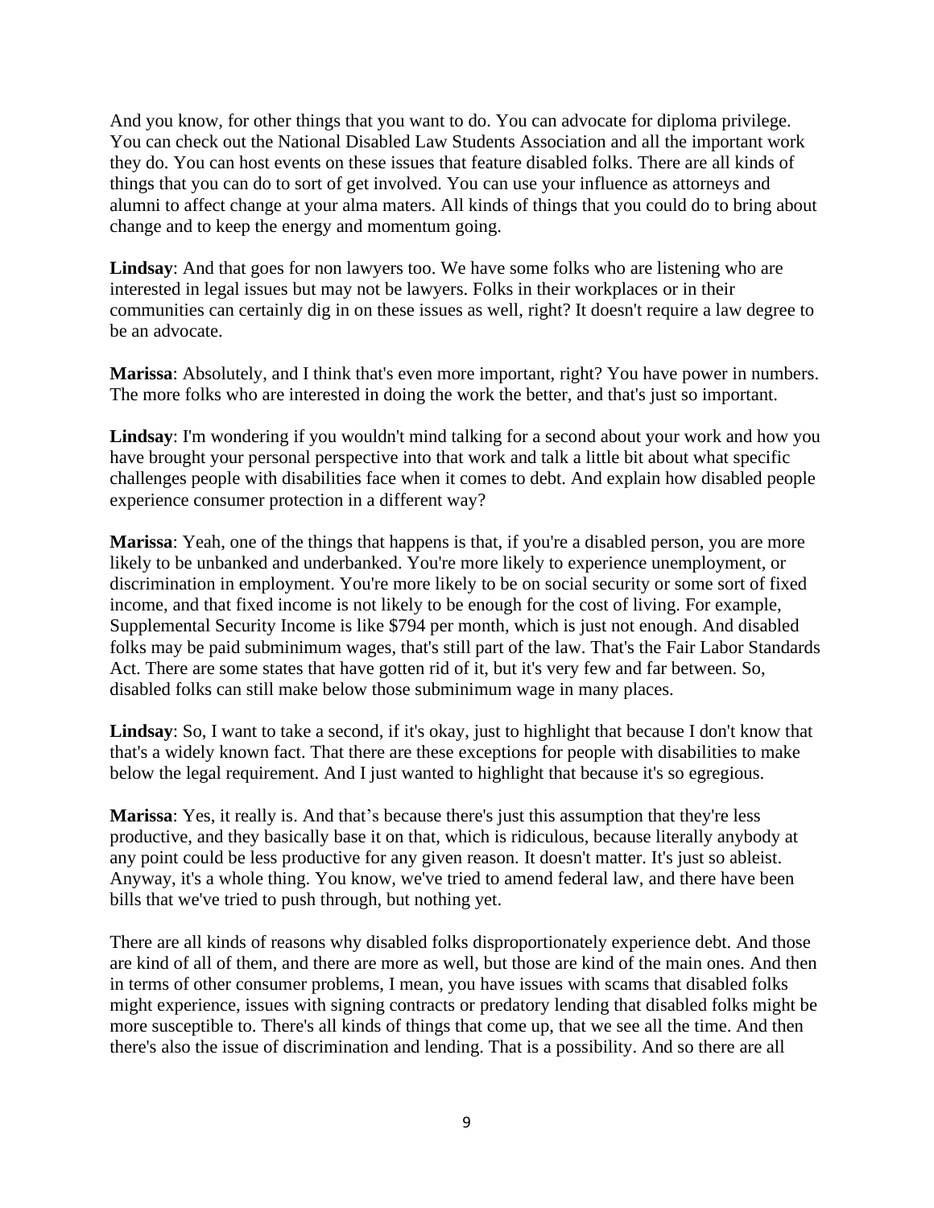And you know, for other things that you want to do. You can advocate for diploma privilege. You can check out the National Disabled Law Students Association and all the important work they do. You can host events on these issues that feature disabled folks. There are all kinds of things that you can do to sort of get involved. You can use your influence as attorneys and alumni to affect change at your alma maters. All kinds of things that you could do to bring about change and to keep the energy and momentum going.

**Lindsay**: And that goes for non lawyers too. We have some folks who are listening who are interested in legal issues but may not be lawyers. Folks in their workplaces or in their communities can certainly dig in on these issues as well, right? It doesn't require a law degree to be an advocate.

**Marissa**: Absolutely, and I think that's even more important, right? You have power in numbers. The more folks who are interested in doing the work the better, and that's just so important.

**Lindsay**: I'm wondering if you wouldn't mind talking for a second about your work and how you have brought your personal perspective into that work and talk a little bit about what specific challenges people with disabilities face when it comes to debt. And explain how disabled people experience consumer protection in a different way?

**Marissa**: Yeah, one of the things that happens is that, if you're a disabled person, you are more likely to be unbanked and underbanked. You're more likely to experience unemployment, or discrimination in employment. You're more likely to be on social security or some sort of fixed income, and that fixed income is not likely to be enough for the cost of living. For example, Supplemental Security Income is like $794 per month, which is just not enough. And disabled folks may be paid subminimum wages, that's still part of the law. That's the Fair Labor Standards Act. There are some states that have gotten rid of it, but it's very few and far between. So, disabled folks can still make below those subminimum wage in many places.

**Lindsay**: So, I want to take a second, if it's okay, just to highlight that because I don't know that that's a widely known fact. That there are these exceptions for people with disabilities to make below the legal requirement. And I just wanted to highlight that because it's so egregious.

**Marissa**: Yes, it really is. And that's because there's just this assumption that they're less productive, and they basically base it on that, which is ridiculous, because literally anybody at any point could be less productive for any given reason. It doesn't matter. It's just so ableist. Anyway, it's a whole thing. You know, we've tried to amend federal law, and there have been bills that we've tried to push through, but nothing yet.

There are all kinds of reasons why disabled folks disproportionately experience debt. And those are kind of all of them, and there are more as well, but those are kind of the main ones. And then in terms of other consumer problems, I mean, you have issues with scams that disabled folks might experience, issues with signing contracts or predatory lending that disabled folks might be more susceptible to. There's all kinds of things that come up, that we see all the time. And then there's also the issue of discrimination and lending. That is a possibility. And so there are all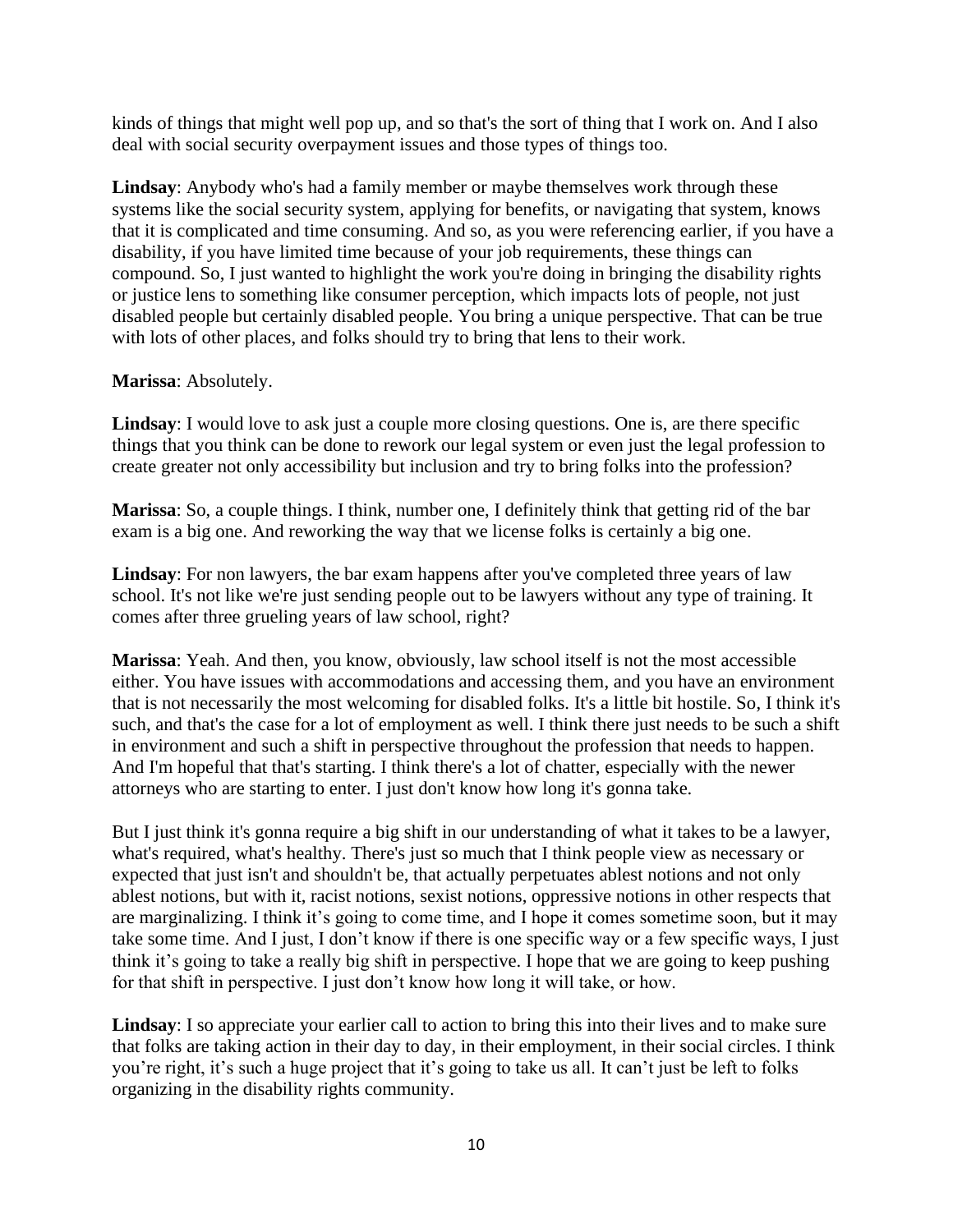kinds of things that might well pop up, and so that's the sort of thing that I work on. And I also deal with social security overpayment issues and those types of things too.

**Lindsay**: Anybody who's had a family member or maybe themselves work through these systems like the social security system, applying for benefits, or navigating that system, knows that it is complicated and time consuming. And so, as you were referencing earlier, if you have a disability, if you have limited time because of your job requirements, these things can compound. So, I just wanted to highlight the work you're doing in bringing the disability rights or justice lens to something like consumer perception, which impacts lots of people, not just disabled people but certainly disabled people. You bring a unique perspective. That can be true with lots of other places, and folks should try to bring that lens to their work.

**Marissa**: Absolutely.

**Lindsay**: I would love to ask just a couple more closing questions. One is, are there specific things that you think can be done to rework our legal system or even just the legal profession to create greater not only accessibility but inclusion and try to bring folks into the profession?

**Marissa**: So, a couple things. I think, number one, I definitely think that getting rid of the bar exam is a big one. And reworking the way that we license folks is certainly a big one.

**Lindsay**: For non lawyers, the bar exam happens after you've completed three years of law school. It's not like we're just sending people out to be lawyers without any type of training. It comes after three grueling years of law school, right?

**Marissa**: Yeah. And then, you know, obviously, law school itself is not the most accessible either. You have issues with accommodations and accessing them, and you have an environment that is not necessarily the most welcoming for disabled folks. It's a little bit hostile. So, I think it's such, and that's the case for a lot of employment as well. I think there just needs to be such a shift in environment and such a shift in perspective throughout the profession that needs to happen. And I'm hopeful that that's starting. I think there's a lot of chatter, especially with the newer attorneys who are starting to enter. I just don't know how long it's gonna take.

But I just think it's gonna require a big shift in our understanding of what it takes to be a lawyer, what's required, what's healthy. There's just so much that I think people view as necessary or expected that just isn't and shouldn't be, that actually perpetuates ablest notions and not only ablest notions, but with it, racist notions, sexist notions, oppressive notions in other respects that are marginalizing. I think it's going to come time, and I hope it comes sometime soon, but it may take some time. And I just, I don't know if there is one specific way or a few specific ways, I just think it's going to take a really big shift in perspective. I hope that we are going to keep pushing for that shift in perspective. I just don't know how long it will take, or how.

**Lindsay**: I so appreciate your earlier call to action to bring this into their lives and to make sure that folks are taking action in their day to day, in their employment, in their social circles. I think you're right, it's such a huge project that it's going to take us all. It can't just be left to folks organizing in the disability rights community.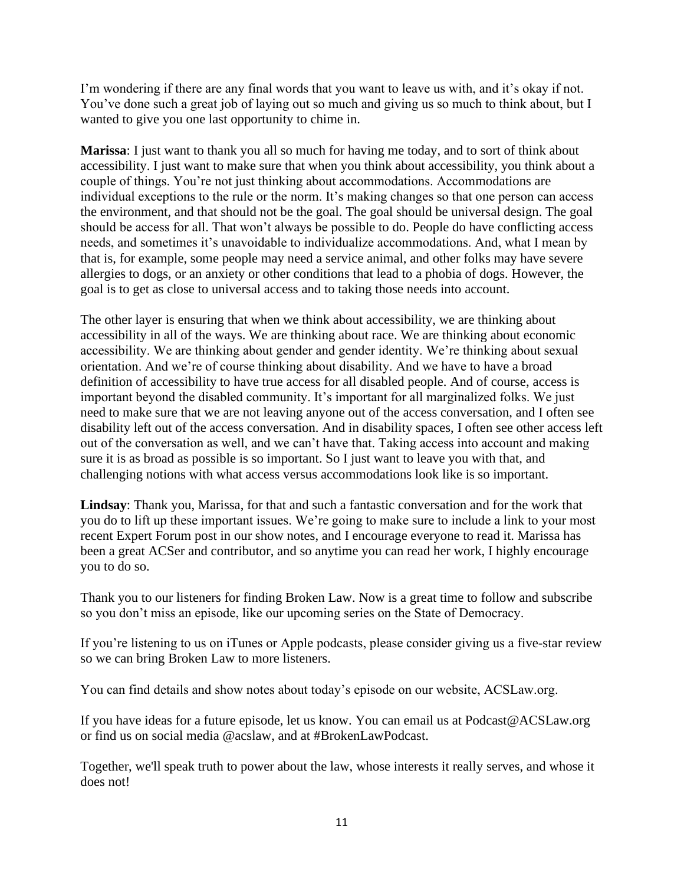I'm wondering if there are any final words that you want to leave us with, and it's okay if not. You've done such a great job of laying out so much and giving us so much to think about, but I wanted to give you one last opportunity to chime in.

**Marissa**: I just want to thank you all so much for having me today, and to sort of think about accessibility. I just want to make sure that when you think about accessibility, you think about a couple of things. You're not just thinking about accommodations. Accommodations are individual exceptions to the rule or the norm. It's making changes so that one person can access the environment, and that should not be the goal. The goal should be universal design. The goal should be access for all. That won't always be possible to do. People do have conflicting access needs, and sometimes it's unavoidable to individualize accommodations. And, what I mean by that is, for example, some people may need a service animal, and other folks may have severe allergies to dogs, or an anxiety or other conditions that lead to a phobia of dogs. However, the goal is to get as close to universal access and to taking those needs into account.

The other layer is ensuring that when we think about accessibility, we are thinking about accessibility in all of the ways. We are thinking about race. We are thinking about economic accessibility. We are thinking about gender and gender identity. We're thinking about sexual orientation. And we're of course thinking about disability. And we have to have a broad definition of accessibility to have true access for all disabled people. And of course, access is important beyond the disabled community. It's important for all marginalized folks. We just need to make sure that we are not leaving anyone out of the access conversation, and I often see disability left out of the access conversation. And in disability spaces, I often see other access left out of the conversation as well, and we can't have that. Taking access into account and making sure it is as broad as possible is so important. So I just want to leave you with that, and challenging notions with what access versus accommodations look like is so important.

**Lindsay**: Thank you, Marissa, for that and such a fantastic conversation and for the work that you do to lift up these important issues. We're going to make sure to include a link to your most recent Expert Forum post in our show notes, and I encourage everyone to read it. Marissa has been a great ACSer and contributor, and so anytime you can read her work, I highly encourage you to do so.

Thank you to our listeners for finding Broken Law. Now is a great time to follow and subscribe so you don't miss an episode, like our upcoming series on the State of Democracy.

If you're listening to us on iTunes or Apple podcasts, please consider giving us a five-star review so we can bring Broken Law to more listeners.

You can find details and show notes about today's episode on our website, ACSLaw.org.

If you have ideas for a future episode, let us know. You can email us at Podcast@ACSLaw.org or find us on social media @acslaw, and at #BrokenLawPodcast.

Together, we'll speak truth to power about the law, whose interests it really serves, and whose it does not!